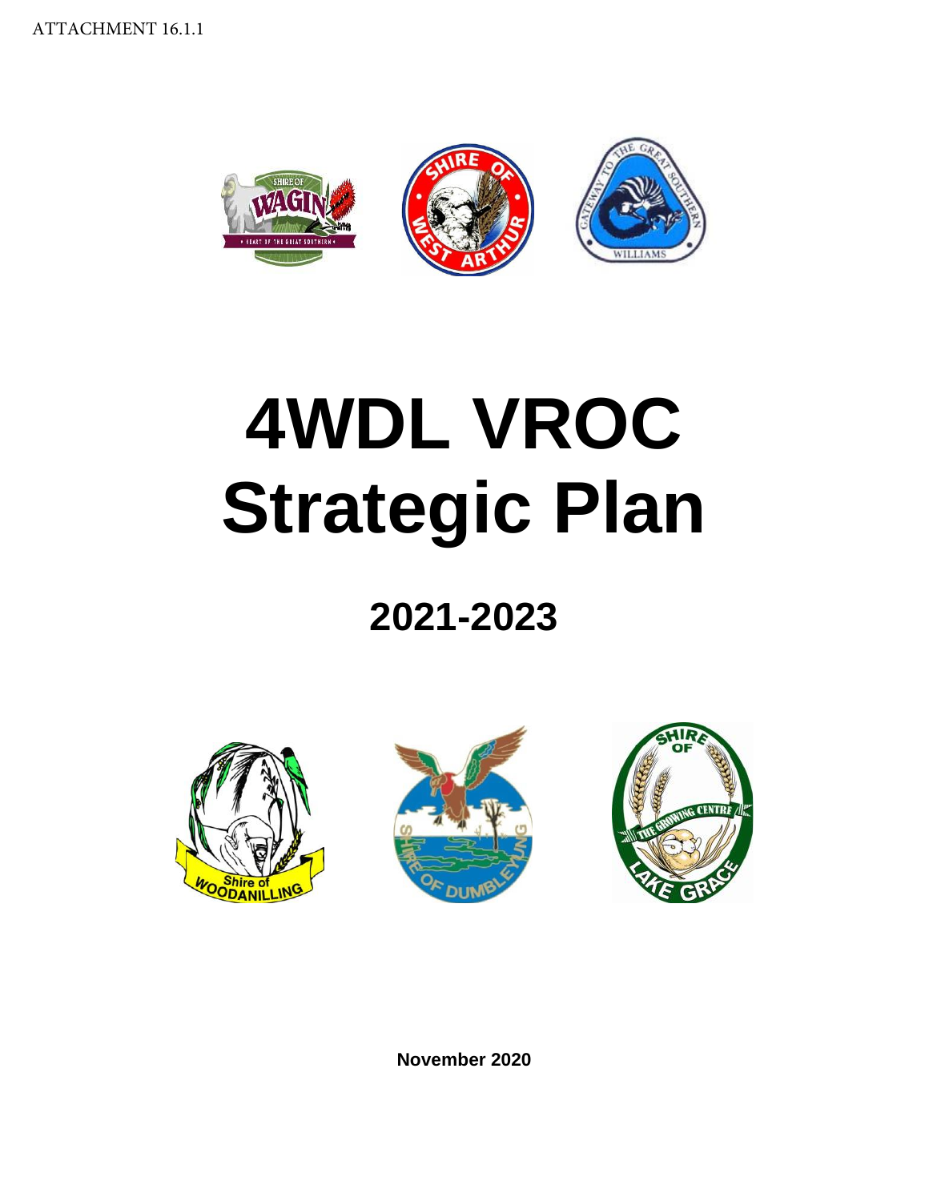ATTACHMENT 16.1.1

# 4WDL VROC Strategic Plan

## 2021-2023

**November 2020**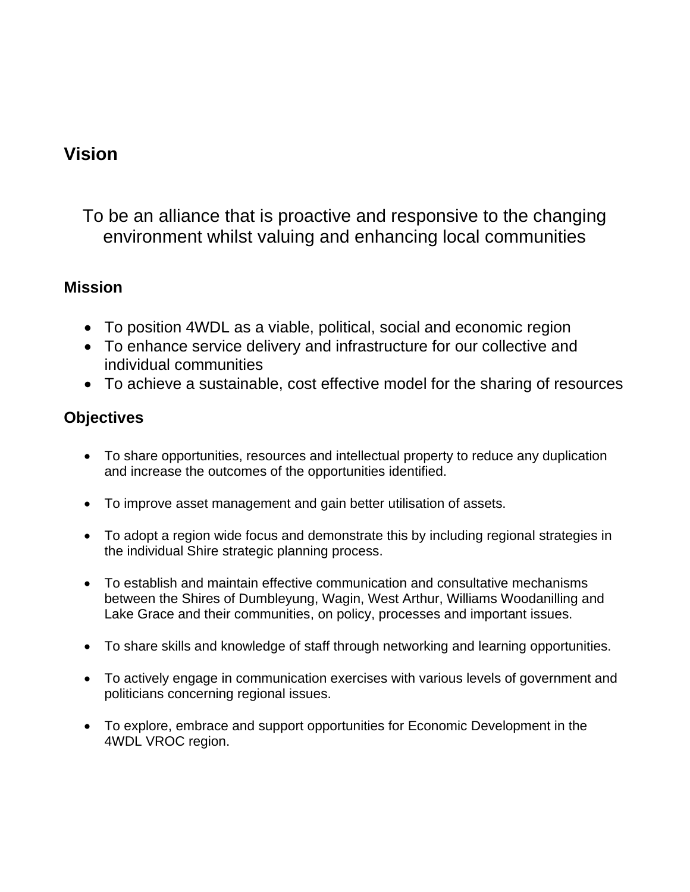## Vision

To be an alliance that is proactive and responsive to the changing environment whilst valuing and enhancing local communities

### Mission

- To position 4WDL as a viable, political, social and economic region
- To enhance service delivery and infrastructure for our collective and individual communities
- To achieve a sustainable, cost effective model for the sharing of resources

### Objectives

- To share opportunities, resources and intellectual property to reduce any duplication and increase the outcomes of the opportunities identified.
- To improve asset management and gain better utilisation of assets.
- To adopt a region wide focus and demonstrate this by including regional strategies in the individual Shire strategic planning process.
- To establish and maintain effective communication and consultative mechanisms between the Shires of Dumbleyung, Wagin, West Arthur, Williams Woodanilling and Lake Grace and their communities, on policy, processes and important issues.
- To share skills and knowledge of staff through networking and learning opportunities.
- To actively engage in communication exercises with various levels of government and politicians concerning regional issues.
- To explore, embrace and support opportunities for Economic Development in the 4WDL VROC region.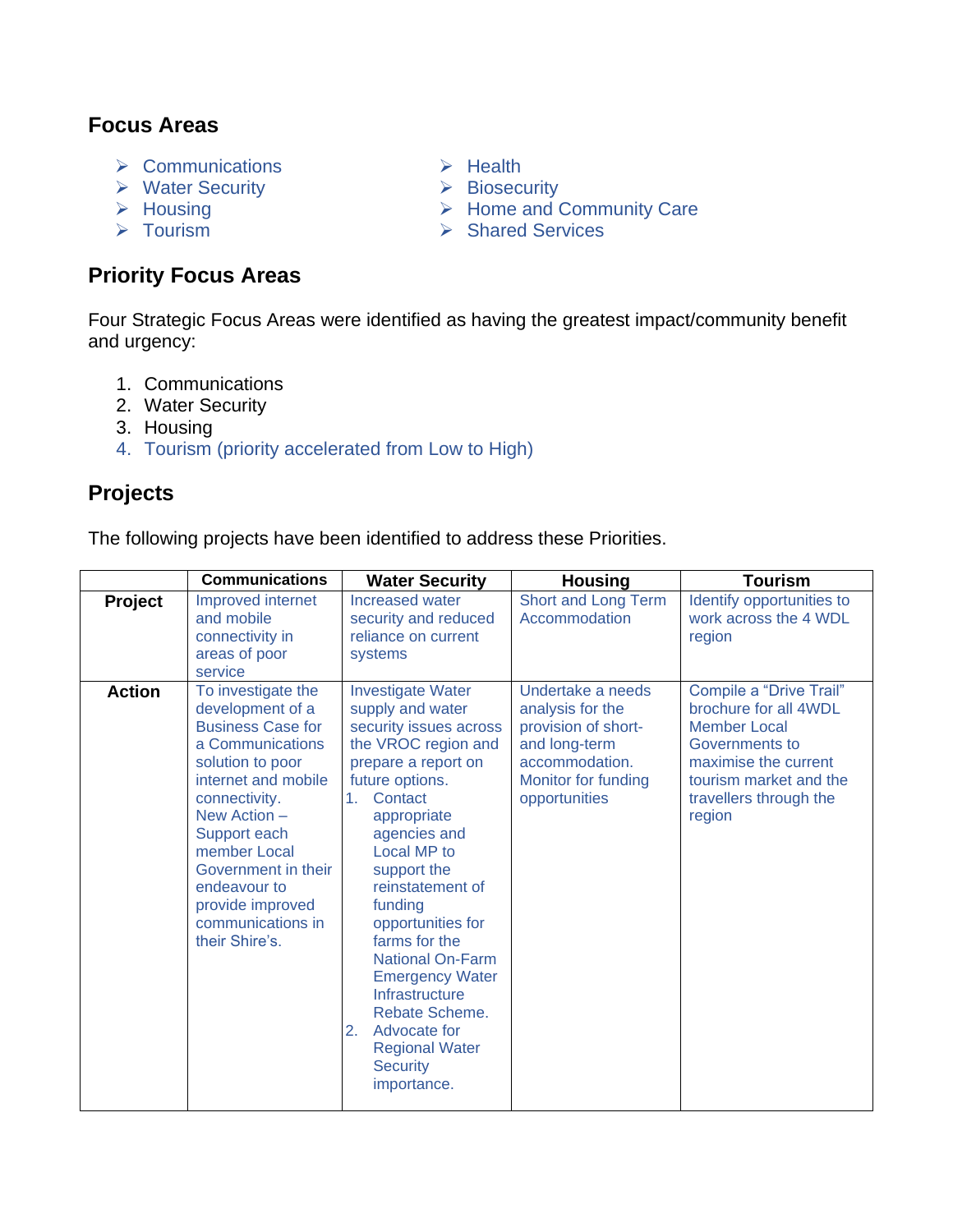## Focus Areas

- Communications
- Water Security
- Housing
- Tourism
- Health
- Biosecurity
- Home and Community Care
- Shared Services

## Priority Focus Areas

Four Strategic Focus Areas were identified as having the greatest impact/community benefit and urgency:

1. Communications
2. Water Security
3. Housing
4. Tourism (priority accelerated from Low to High)

## Projects

The following projects have been identified to address these Priorities.

| | Communications | Water Security | Housing | Tourism |
|---|---|---|---|---|
| **Project** | Improved internet and mobile connectivity in areas of poor service | Increased water security and reduced reliance on current systems | Short and Long Term Accommodation | Identify opportunities to work across the 4 WDL region |
| **Action** | To investigate the development of a Business Case for a Communications solution to poor internet and mobile connectivity. New Action – Support each member Local Government in their endeavour to provide improved communications in their Shire's. | Investigate Water supply and water security issues across the VROC region and prepare a report on future options. 1. Contact appropriate agencies and Local MP to support the reinstatement of funding opportunities for farms for the National On-Farm Emergency Water Infrastructure Rebate Scheme. 2. Advocate for Regional Water Security importance. | Undertake a needs analysis for the provision of short- and long-term accommodation. Monitor for funding opportunities | Compile a "Drive Trail" brochure for all 4WDL Member Local Governments to maximise the current tourism market and the travellers through the region |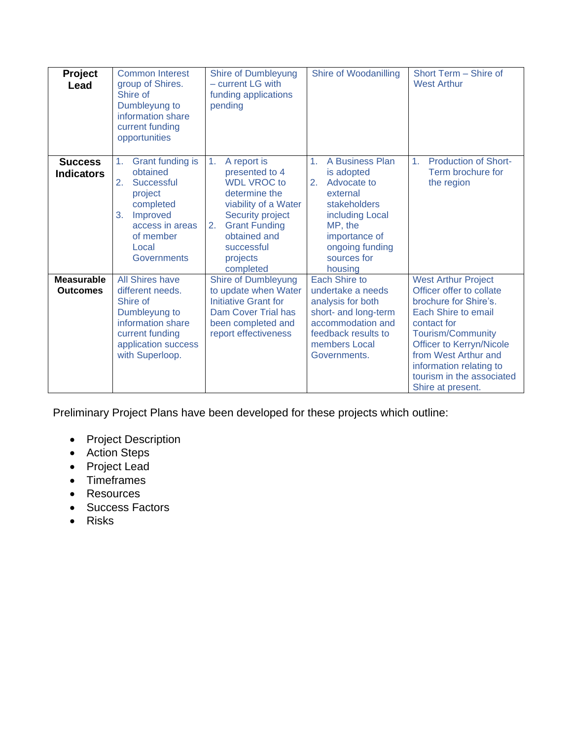| Project Lead | Common Interest group of Shires. Shire of Dumbleyung to information share current funding opportunities | Shire of Dumbleyung – current LG with funding applications pending | Shire of Woodanilling | Short Term – Shire of West Arthur |
|---|---|---|---|---|
| **Success Indicators** | 1. Grant funding is obtained<br>2. Successful project completed<br>3. Improved access in areas of member Local Governments | 1. A report is presented to 4 WDL VROC to determine the viability of a Water Security project<br>2. Grant Funding obtained and successful projects completed | 1. A Business Plan is adopted<br>2. Advocate to external stakeholders including Local MP, the importance of ongoing funding sources for housing | 1. Production of Short-Term brochure for the region |
| **Measurable Outcomes** | All Shires have different needs. Shire of Dumbleyung to information share current funding application success with Superloop. | Shire of Dumbleyung to update when Water Initiative Grant for Dam Cover Trial has been completed and report effectiveness | Each Shire to undertake a needs analysis for both short- and long-term accommodation and feedback results to members Local Governments. | West Arthur Project Officer offer to collate brochure for Shire's. Each Shire to email contact for Tourism/Community Officer to Kerryn/Nicole from West Arthur and information relating to tourism in the associated Shire at present. |

Preliminary Project Plans have been developed for these projects which outline:

- Project Description
- Action Steps
- Project Lead
- Timeframes
- Resources
- Success Factors
- Risks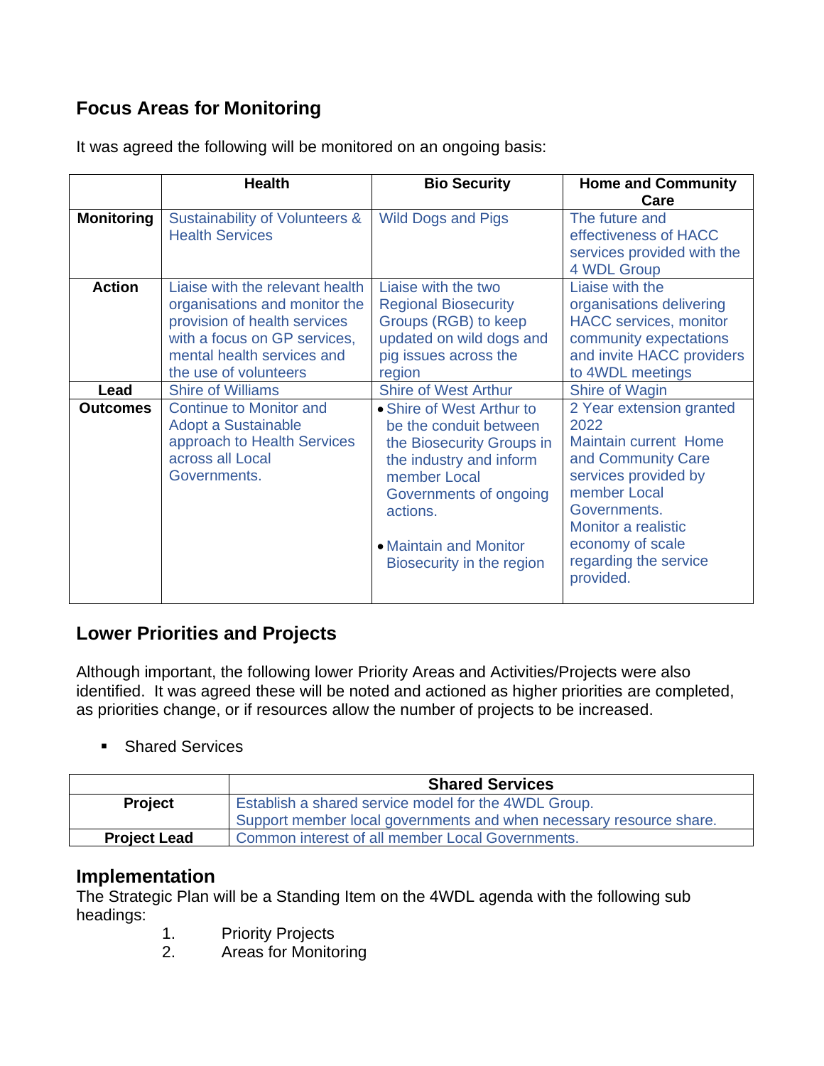## Focus Areas for Monitoring

It was agreed the following will be monitored on an ongoing basis:

| | Health | Bio Security | Home and Community Care |
|---|---|---|---|
| **Monitoring** | Sustainability of Volunteers & Health Services | Wild Dogs and Pigs | The future and effectiveness of HACC services provided with the 4 WDL Group |
| **Action** | Liaise with the relevant health organisations and monitor the provision of health services with a focus on GP services, mental health services and the use of volunteers | Liaise with the two Regional Biosecurity Groups (RGB) to keep updated on wild dogs and pig issues across the region | Liaise with the organisations delivering HACC services, monitor community expectations and invite HACC providers to 4WDL meetings |
| **Lead** | Shire of Williams | Shire of West Arthur | Shire of Wagin |
| **Outcomes** | Continue to Monitor and Adopt a Sustainable approach to Health Services across all Local Governments. | • Shire of West Arthur to be the conduit between the Biosecurity Groups in the industry and inform member Local Governments of ongoing actions.<br><br>• Maintain and Monitor Biosecurity in the region | 2 Year extension granted 2022<br>Maintain current Home and Community Care services provided by member Local Governments.<br>Monitor a realistic economy of scale regarding the service provided. |

## Lower Priorities and Projects

Although important, the following lower Priority Areas and Activities/Projects were also identified. It was agreed these will be noted and actioned as higher priorities are completed, as priorities change, or if resources allow the number of projects to be increased.

- Shared Services

| | Shared Services |
|---|---|
| **Project** | Establish a shared service model for the 4WDL Group.<br>Support member local governments and when necessary resource share. |
| **Project Lead** | Common interest of all member Local Governments. |

## Implementation

The Strategic Plan will be a Standing Item on the 4WDL agenda with the following sub headings:

1. Priority Projects
2. Areas for Monitoring